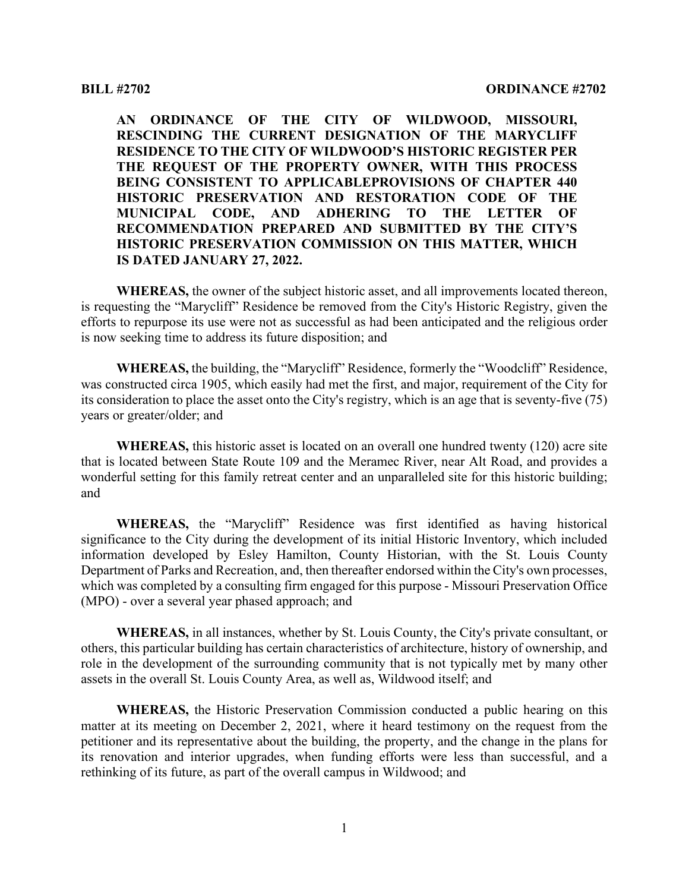**BILL #2702** **ORDINANCE #2702**

**AN ORDINANCE OF THE CITY OF WILDWOOD, MISSOURI, RESCINDING THE CURRENT DESIGNATION OF THE MARYCLIFF RESIDENCE TO THE CITY OF WILDWOOD'S HISTORIC REGISTER PER THE REQUEST OF THE PROPERTY OWNER, WITH THIS PROCESS BEING CONSISTENT TO APPLICABLEPROVISIONS OF CHAPTER 440 HISTORIC PRESERVATION AND RESTORATION CODE OF THE MUNICIPAL CODE, AND ADHERING TO THE LETTER OF RECOMMENDATION PREPARED AND SUBMITTED BY THE CITY'S HISTORIC PRESERVATION COMMISSION ON THIS MATTER, WHICH IS DATED JANUARY 27, 2022.**

**WHEREAS,** the owner of the subject historic asset, and all improvements located thereon, is requesting the "Marycliff" Residence be removed from the City's Historic Registry, given the efforts to repurpose its use were not as successful as had been anticipated and the religious order is now seeking time to address its future disposition; and

**WHEREAS,** the building, the "Marycliff" Residence, formerly the "Woodcliff" Residence, was constructed circa 1905, which easily had met the first, and major, requirement of the City for its consideration to place the asset onto the City's registry, which is an age that is seventy-five (75) years or greater/older; and

**WHEREAS,** this historic asset is located on an overall one hundred twenty (120) acre site that is located between State Route 109 and the Meramec River, near Alt Road, and provides a wonderful setting for this family retreat center and an unparalleled site for this historic building; and

**WHEREAS,** the "Marycliff" Residence was first identified as having historical significance to the City during the development of its initial Historic Inventory, which included information developed by Esley Hamilton, County Historian, with the St. Louis County Department of Parks and Recreation, and, then thereafter endorsed within the City's own processes, which was completed by a consulting firm engaged for this purpose - Missouri Preservation Office (MPO) - over a several year phased approach; and

**WHEREAS,** in all instances, whether by St. Louis County, the City's private consultant, or others, this particular building has certain characteristics of architecture, history of ownership, and role in the development of the surrounding community that is not typically met by many other assets in the overall St. Louis County Area, as well as, Wildwood itself; and

**WHEREAS,** the Historic Preservation Commission conducted a public hearing on this matter at its meeting on December 2, 2021, where it heard testimony on the request from the petitioner and its representative about the building, the property, and the change in the plans for its renovation and interior upgrades, when funding efforts were less than successful, and a rethinking of its future, as part of the overall campus in Wildwood; and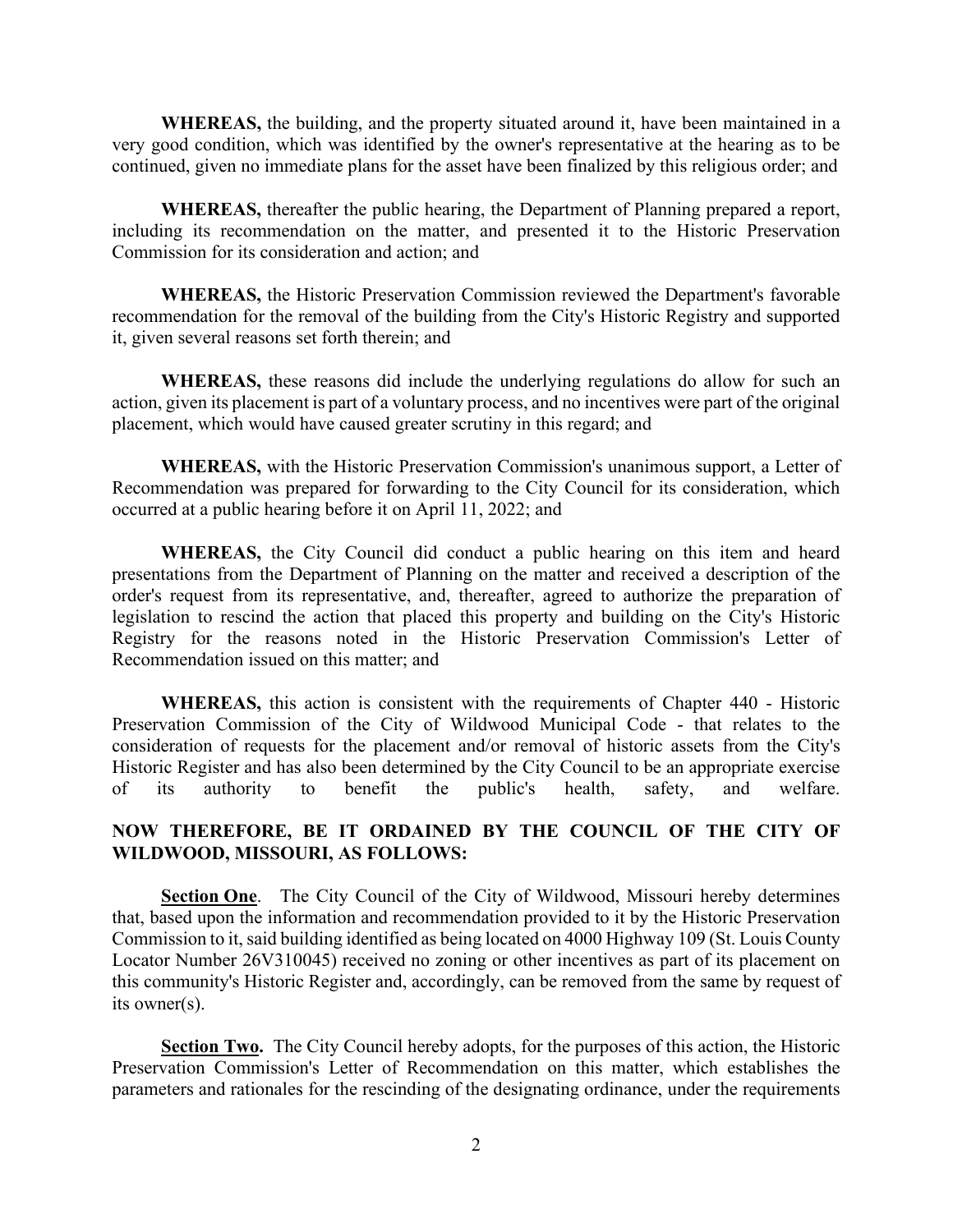**WHEREAS,** the building, and the property situated around it, have been maintained in a very good condition, which was identified by the owner's representative at the hearing as to be continued, given no immediate plans for the asset have been finalized by this religious order; and

**WHEREAS,** thereafter the public hearing, the Department of Planning prepared a report, including its recommendation on the matter, and presented it to the Historic Preservation Commission for its consideration and action; and

**WHEREAS,** the Historic Preservation Commission reviewed the Department's favorable recommendation for the removal of the building from the City's Historic Registry and supported it, given several reasons set forth therein; and

**WHEREAS,** these reasons did include the underlying regulations do allow for such an action, given its placement is part of a voluntary process, and no incentives were part of the original placement, which would have caused greater scrutiny in this regard; and

**WHEREAS,** with the Historic Preservation Commission's unanimous support, a Letter of Recommendation was prepared for forwarding to the City Council for its consideration, which occurred at a public hearing before it on April 11, 2022; and

**WHEREAS,** the City Council did conduct a public hearing on this item and heard presentations from the Department of Planning on the matter and received a description of the order's request from its representative, and, thereafter, agreed to authorize the preparation of legislation to rescind the action that placed this property and building on the City's Historic Registry for the reasons noted in the Historic Preservation Commission's Letter of Recommendation issued on this matter; and

**WHEREAS,** this action is consistent with the requirements of Chapter 440 - Historic Preservation Commission of the City of Wildwood Municipal Code - that relates to the consideration of requests for the placement and/or removal of historic assets from the City's Historic Register and has also been determined by the City Council to be an appropriate exercise of its authority to benefit the public's health, safety, and welfare.

**NOW THEREFORE, BE IT ORDAINED BY THE COUNCIL OF THE CITY OF WILDWOOD, MISSOURI, AS FOLLOWS:**

**Section One**. The City Council of the City of Wildwood, Missouri hereby determines that, based upon the information and recommendation provided to it by the Historic Preservation Commission to it, said building identified as being located on 4000 Highway 109 (St. Louis County Locator Number 26V310045) received no zoning or other incentives as part of its placement on this community's Historic Register and, accordingly, can be removed from the same by request of its owner(s).

**Section Two.** The City Council hereby adopts, for the purposes of this action, the Historic Preservation Commission's Letter of Recommendation on this matter, which establishes the parameters and rationales for the rescinding of the designating ordinance, under the requirements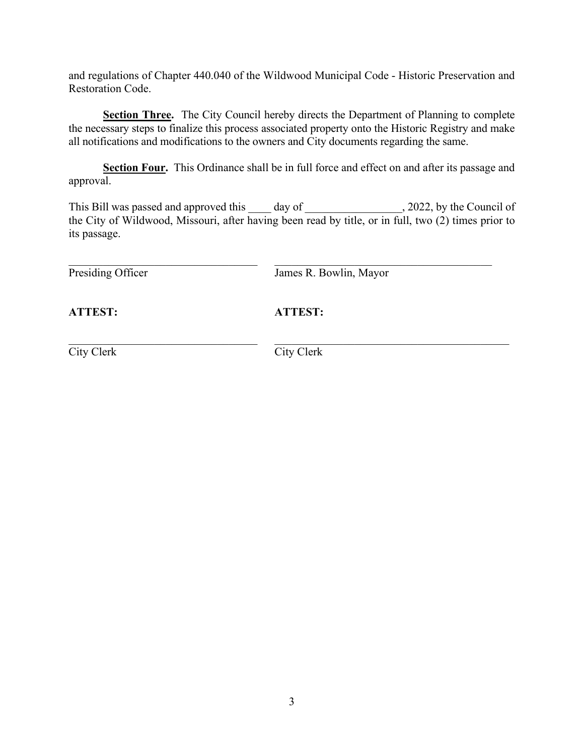and regulations of Chapter 440.040 of the Wildwood Municipal Code - Historic Preservation and Restoration Code.

**Section Three.** The City Council hereby directs the Department of Planning to complete the necessary steps to finalize this process associated property onto the Historic Registry and make all notifications and modifications to the owners and City documents regarding the same.

**Section Four.** This Ordinance shall be in full force and effect on and after its passage and approval.

This Bill was passed and approved this ____ day of _________________, 2022, by the Council of the City of Wildwood, Missouri, after having been read by title, or in full, two (2) times prior to its passage.

| | |
|---|---|
| ___________________________________ | ________________________________________ |
| Presiding Officer | James R. Bowlin, Mayor |
| **ATTEST:** | **ATTEST:** |
| ___________________________________ | ________________________________________ |
| City Clerk | City Clerk |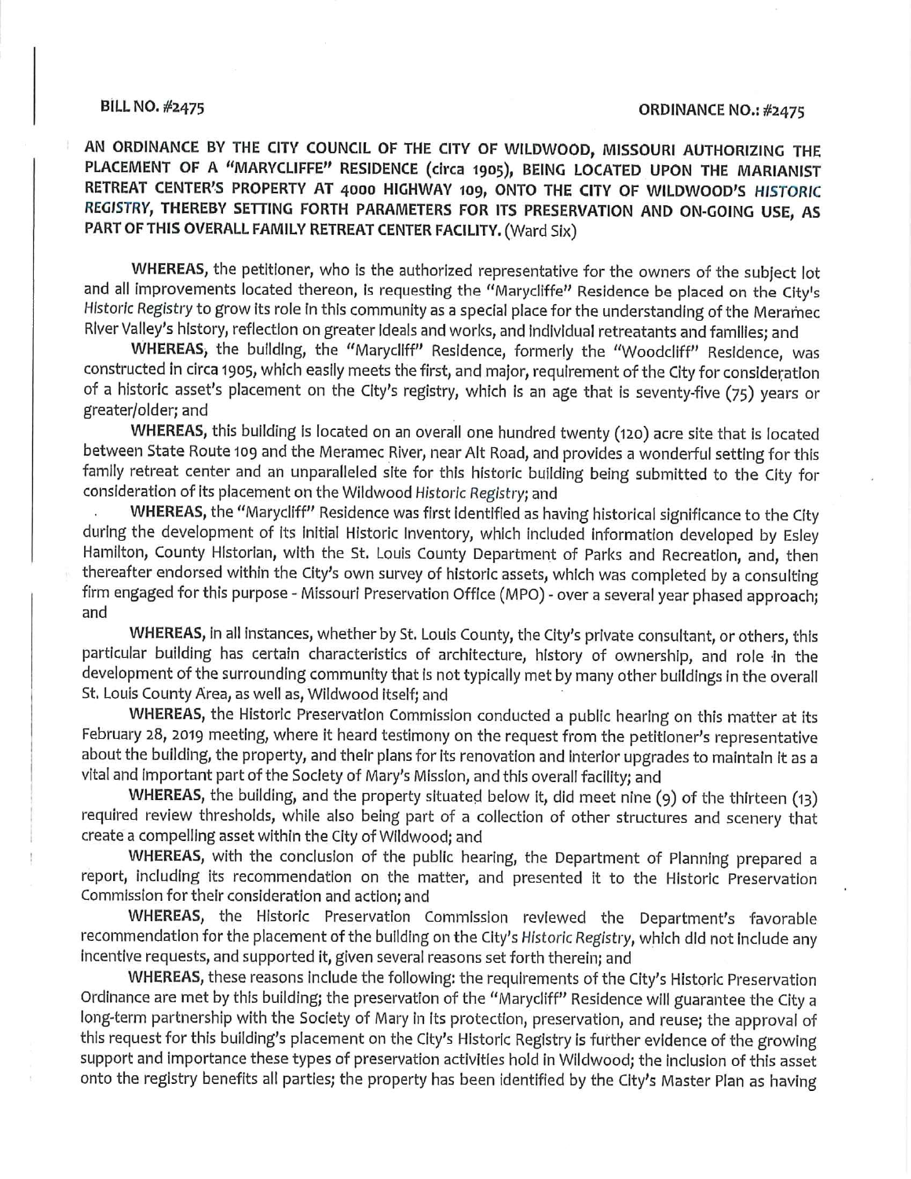BILL NO. #2475 ORDINANCE NO.: #2475

**AN ORDINANCE BY THE CITY COUNCIL OF THE CITY OF WILDWOOD, MISSOURI AUTHORIZING THE PLACEMENT OF A "MARYCLIFFE" RESIDENCE (circa 1905), BEING LOCATED UPON THE MARIANIST RETREAT CENTER'S PROPERTY AT 4000 HIGHWAY 109, ONTO THE CITY OF WILDWOOD'S *HISTORIC REGISTRY*, THEREBY SETTING FORTH PARAMETERS FOR ITS PRESERVATION AND ON-GOING USE, AS PART OF THIS OVERALL FAMILY RETREAT CENTER FACILITY.** (Ward Six)

**WHEREAS,** the petitioner, who is the authorized representative for the owners of the subject lot and all improvements located thereon, is requesting the "Marycliffe" Residence be placed on the City's *Historic Registry* to grow its role in this community as a special place for the understanding of the Meramec River Valley's history, reflection on greater ideals and works, and individual retreatants and families; and

**WHEREAS,** the building, the "Marycliff" Residence, formerly the "Woodcliff" Residence, was constructed in circa 1905, which easily meets the first, and major, requirement of the City for consideration of a historic asset's placement on the City's registry, which is an age that is seventy-five (75) years or greater/older; and

**WHEREAS,** this building is located on an overall one hundred twenty (120) acre site that is located between State Route 109 and the Meramec River, near Alt Road, and provides a wonderful setting for this family retreat center and an unparalleled site for this historic building being submitted to the City for consideration of its placement on the Wildwood *Historic Registry*; and

**WHEREAS,** the "Marycliff" Residence was first identified as having historical significance to the City during the development of its initial Historic Inventory, which included information developed by Esley Hamilton, County Historian, with the St. Louis County Department of Parks and Recreation, and, then thereafter endorsed within the City's own survey of historic assets, which was completed by a consulting firm engaged for this purpose - Missouri Preservation Office (MPO) - over a several year phased approach; and

**WHEREAS,** in all instances, whether by St. Louis County, the City's private consultant, or others, this particular building has certain characteristics of architecture, history of ownership, and role in the development of the surrounding community that is not typically met by many other buildings in the overall St. Louis County Area, as well as, Wildwood itself; and

**WHEREAS,** the Historic Preservation Commission conducted a public hearing on this matter at its February 28, 2019 meeting, where it heard testimony on the request from the petitioner's representative about the building, the property, and their plans for its renovation and interior upgrades to maintain it as a vital and important part of the Society of Mary's Mission, and this overall facility; and

**WHEREAS,** the building, and the property situated below it, did meet nine (9) of the thirteen (13) required review thresholds, while also being part of a collection of other structures and scenery that create a compelling asset within the City of Wildwood; and

**WHEREAS,** with the conclusion of the public hearing, the Department of Planning prepared a report, including its recommendation on the matter, and presented it to the Historic Preservation Commission for their consideration and action; and

**WHEREAS,** the Historic Preservation Commission reviewed the Department's favorable recommendation for the placement of the building on the City's *Historic Registry*, which did not include any incentive requests, and supported it, given several reasons set forth therein; and

**WHEREAS,** these reasons include the following: the requirements of the City's Historic Preservation Ordinance are met by this building; the preservation of the "Marycliff" Residence will guarantee the City a long-term partnership with the Society of Mary in its protection, preservation, and reuse; the approval of this request for this building's placement on the City's Historic Registry is further evidence of the growing support and importance these types of preservation activities hold in Wildwood; the inclusion of this asset onto the registry benefits all parties; the property has been identified by the City's Master Plan as having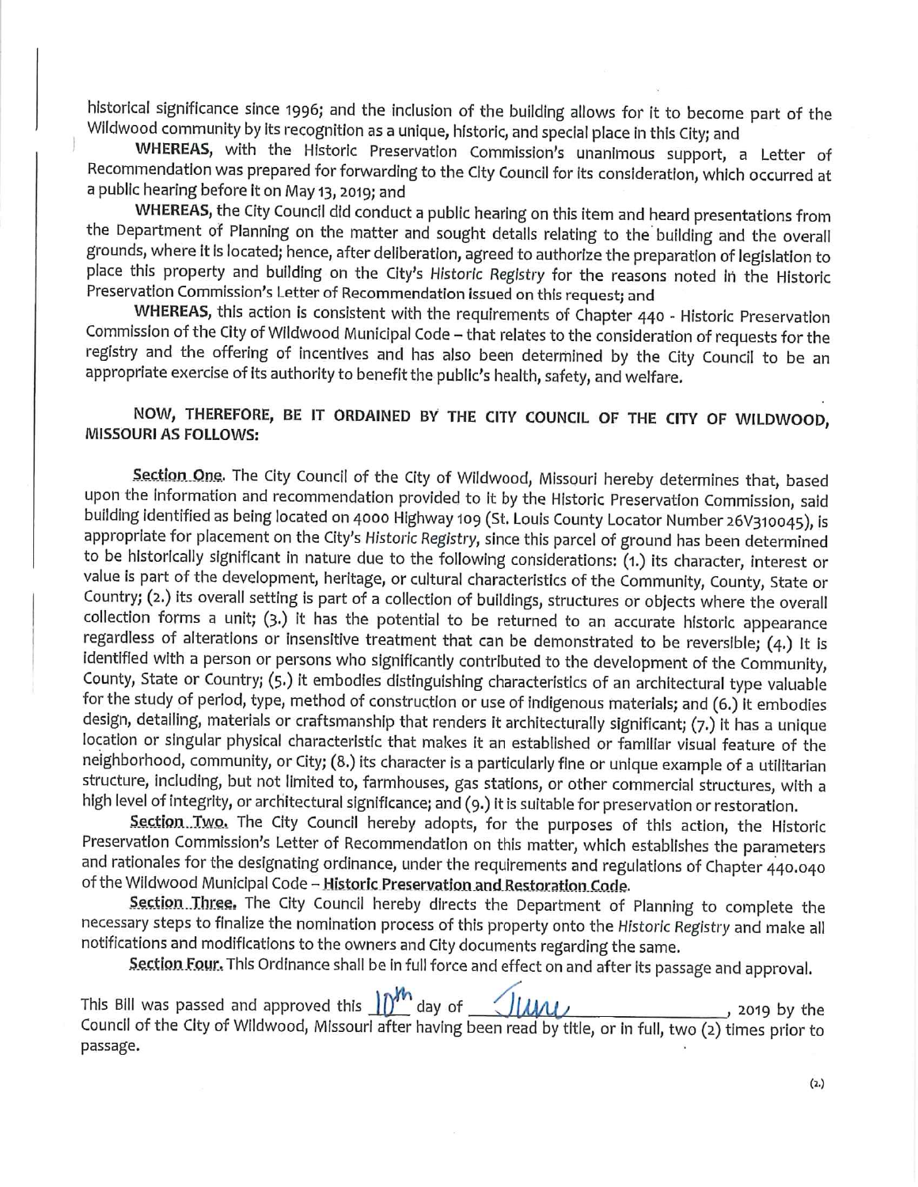historical significance since 1996; and the inclusion of the building allows for it to become part of the Wildwood community by its recognition as a unique, historic, and special place in this City; and

**WHEREAS,** with the Historic Preservation Commission's unanimous support, a Letter of Recommendation was prepared for forwarding to the City Council for its consideration, which occurred at a public hearing before it on May 13, 2019; and

**WHEREAS,** the City Council did conduct a public hearing on this item and heard presentations from the Department of Planning on the matter and sought details relating to the building and the overall grounds, where it is located; hence, after deliberation, agreed to authorize the preparation of legislation to place this property and building on the City's *Historic Registry* for the reasons noted in the Historic Preservation Commission's Letter of Recommendation issued on this request; and

**WHEREAS,** this action is consistent with the requirements of Chapter 440 - Historic Preservation Commission of the City of Wildwood Municipal Code – that relates to the consideration of requests for the registry and the offering of incentives and has also been determined by the City Council to be an appropriate exercise of its authority to benefit the public's health, safety, and welfare.

**NOW, THEREFORE, BE IT ORDAINED BY THE CITY COUNCIL OF THE CITY OF WILDWOOD, MISSOURI AS FOLLOWS:**

**Section One.** The City Council of the City of Wildwood, Missouri hereby determines that, based upon the information and recommendation provided to it by the Historic Preservation Commission, said building identified as being located on 4000 Highway 109 (St. Louis County Locator Number 26V310045), is appropriate for placement on the City's *Historic Registry*, since this parcel of ground has been determined to be historically significant in nature due to the following considerations: (1.) its character, interest or value is part of the development, heritage, or cultural characteristics of the Community, County, State or Country; (2.) its overall setting is part of a collection of buildings, structures or objects where the overall collection forms a unit; (3.) it has the potential to be returned to an accurate historic appearance regardless of alterations or insensitive treatment that can be demonstrated to be reversible; (4.) it is identified with a person or persons who significantly contributed to the development of the Community, County, State or Country; (5.) it embodies distinguishing characteristics of an architectural type valuable for the study of period, type, method of construction or use of indigenous materials; and (6.) it embodies design, detailing, materials or craftsmanship that renders it architecturally significant; (7.) it has a unique location or singular physical characteristic that makes it an established or familiar visual feature of the neighborhood, community, or City; (8.) its character is a particularly fine or unique example of a utilitarian structure, including, but not limited to, farmhouses, gas stations, or other commercial structures, with a high level of integrity, or architectural significance; and (9.) it is suitable for preservation or restoration.

**Section Two.** The City Council hereby adopts, for the purposes of this action, the Historic Preservation Commission's Letter of Recommendation on this matter, which establishes the parameters and rationales for the designating ordinance, under the requirements and regulations of Chapter 440.040 of the Wildwood Municipal Code – **Historic Preservation and Restoration Code**.

**Section Three.** The City Council hereby directs the Department of Planning to complete the necessary steps to finalize the nomination process of this property onto the *Historic Registry* and make all notifications and modifications to the owners and City documents regarding the same.

**Section Four.** This Ordinance shall be in full force and effect on and after its passage and approval.

This Bill was passed and approved this 10th day of June, 2019 by the Council of the City of Wildwood, Missouri after having been read by title, or in full, two (2) times prior to passage.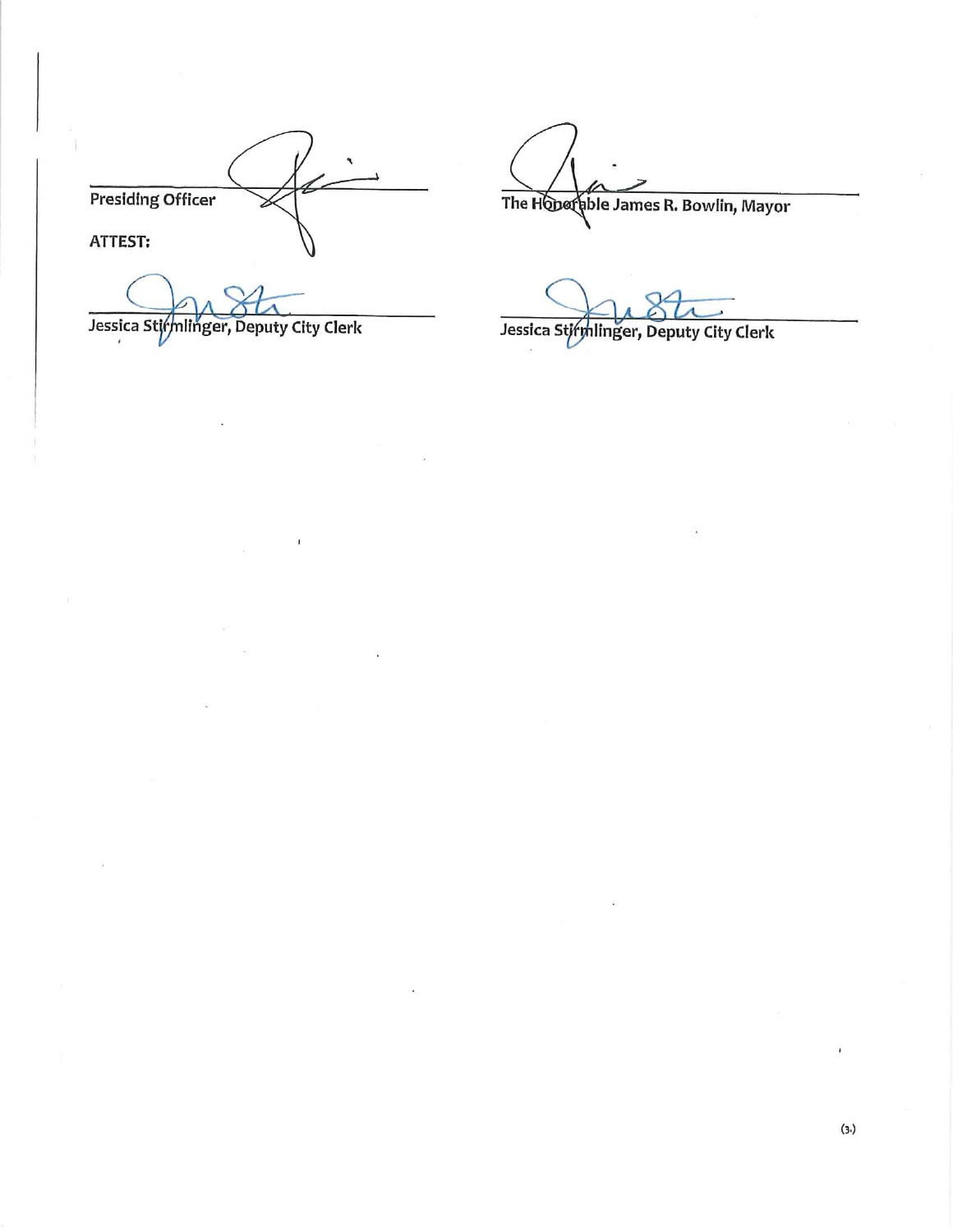Presiding Officer

ATTEST:

Jessica Stirmlinger, Deputy City Clerk

The Honorable James R. Bowlin, Mayor

Jessica Stirmlinger, Deputy City Clerk